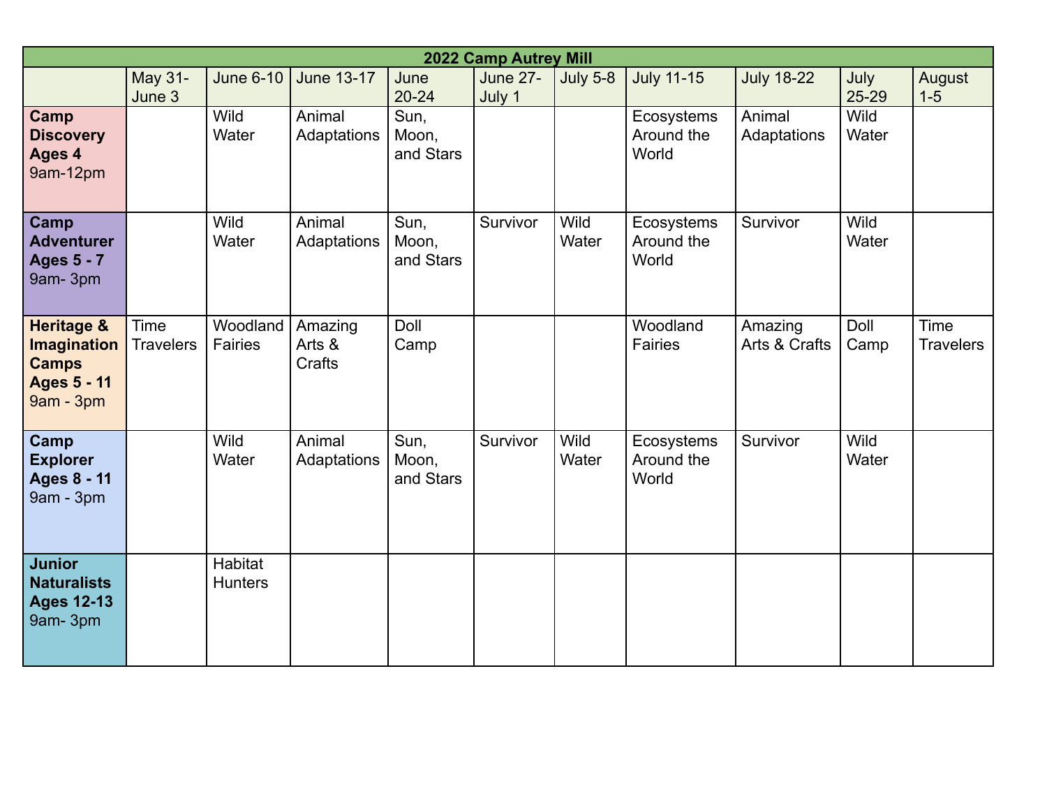| 2022 Camp Autrey Mill | | | | | | | | | | |
|---|---|---|---|---|---|---|---|---|---|---|
| | May 31-June 3 | June 6-10 | June 13-17 | June 20-24 | June 27-July 1 | July 5-8 | July 11-15 | July 18-22 | July 25-29 | August 1-5 |
| **Camp Discovery Ages 4** 9am-12pm | | Wild Water | Animal Adaptations | Sun, Moon, and Stars | | | Ecosystems Around the World | Animal Adaptations | Wild Water | |
| **Camp Adventurer Ages 5 - 7** 9am- 3pm | | Wild Water | Animal Adaptations | Sun, Moon, and Stars | Survivor | Wild Water | Ecosystems Around the World | Survivor | Wild Water | |
| **Heritage & Imagination Camps Ages 5 - 11** 9am - 3pm | Time Travelers | Woodland Fairies | Amazing Arts & Crafts | Doll Camp | | | Woodland Fairies | Amazing Arts & Crafts | Doll Camp | Time Travelers |
| **Camp Explorer Ages 8 - 11** 9am - 3pm | | Wild Water | Animal Adaptations | Sun, Moon, and Stars | Survivor | Wild Water | Ecosystems Around the World | Survivor | Wild Water | |
| **Junior Naturalists Ages 12-13** 9am- 3pm | | Habitat Hunters | | | | | | | | |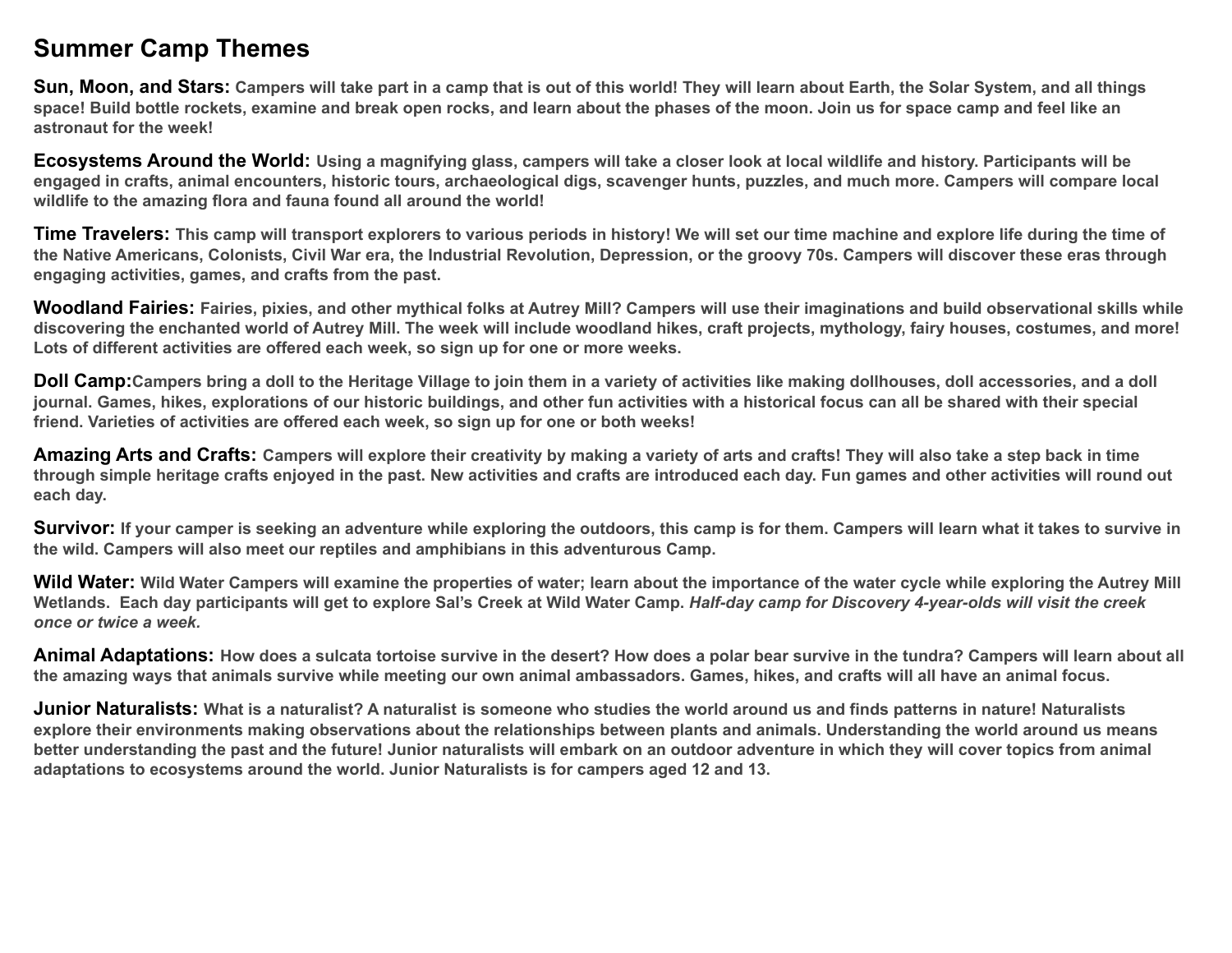## Summer Camp Themes

**Sun, Moon, and Stars:** **Campers will take part in a camp that is out of this world! They will learn about Earth, the Solar System, and all things space! Build bottle rockets, examine and break open rocks, and learn about the phases of the moon. Join us for space camp and feel like an astronaut for the week!**

**Ecosystems Around the World:** **Using a magnifying glass, campers will take a closer look at local wildlife and history. Participants will be engaged in crafts, animal encounters, historic tours, archaeological digs, scavenger hunts, puzzles, and much more. Campers will compare local wildlife to the amazing flora and fauna found all around the world!**

**Time Travelers:** **This camp will transport explorers to various periods in history! We will set our time machine and explore life during the time of the Native Americans, Colonists, Civil War era, the Industrial Revolution, Depression, or the groovy 70s. Campers will discover these eras through engaging activities, games, and crafts from the past.**

**Woodland Fairies:** **Fairies, pixies, and other mythical folks at Autrey Mill? Campers will use their imaginations and build observational skills while discovering the enchanted world of Autrey Mill. The week will include woodland hikes, craft projects, mythology, fairy houses, costumes, and more! Lots of different activities are offered each week, so sign up for one or more weeks.**

**Doll Camp:** **Campers bring a doll to the Heritage Village to join them in a variety of activities like making dollhouses, doll accessories, and a doll journal. Games, hikes, explorations of our historic buildings, and other fun activities with a historical focus can all be shared with their special friend. Varieties of activities are offered each week, so sign up for one or both weeks!**

**Amazing Arts and Crafts:** **Campers will explore their creativity by making a variety of arts and crafts! They will also take a step back in time through simple heritage crafts enjoyed in the past. New activities and crafts are introduced each day. Fun games and other activities will round out each day.**

**Survivor:** **If your camper is seeking an adventure while exploring the outdoors, this camp is for them. Campers will learn what it takes to survive in the wild. Campers will also meet our reptiles and amphibians in this adventurous Camp.**

**Wild Water:** **Wild Water Campers will examine the properties of water; learn about the importance of the water cycle while exploring the Autrey Mill Wetlands. Each day participants will get to explore Sal's Creek at Wild Water Camp.** ***Half-day camp for Discovery 4-year-olds will visit the creek once or twice a week.***

**Animal Adaptations:** **How does a sulcata tortoise survive in the desert? How does a polar bear survive in the tundra? Campers will learn about all the amazing ways that animals survive while meeting our own animal ambassadors. Games, hikes, and crafts will all have an animal focus.**

**Junior Naturalists:** **What is a naturalist? A naturalist is someone who studies the world around us and finds patterns in nature! Naturalists explore their environments making observations about the relationships between plants and animals. Understanding the world around us means better understanding the past and the future! Junior naturalists will embark on an outdoor adventure in which they will cover topics from animal adaptations to ecosystems around the world. Junior Naturalists is for campers aged 12 and 13.**